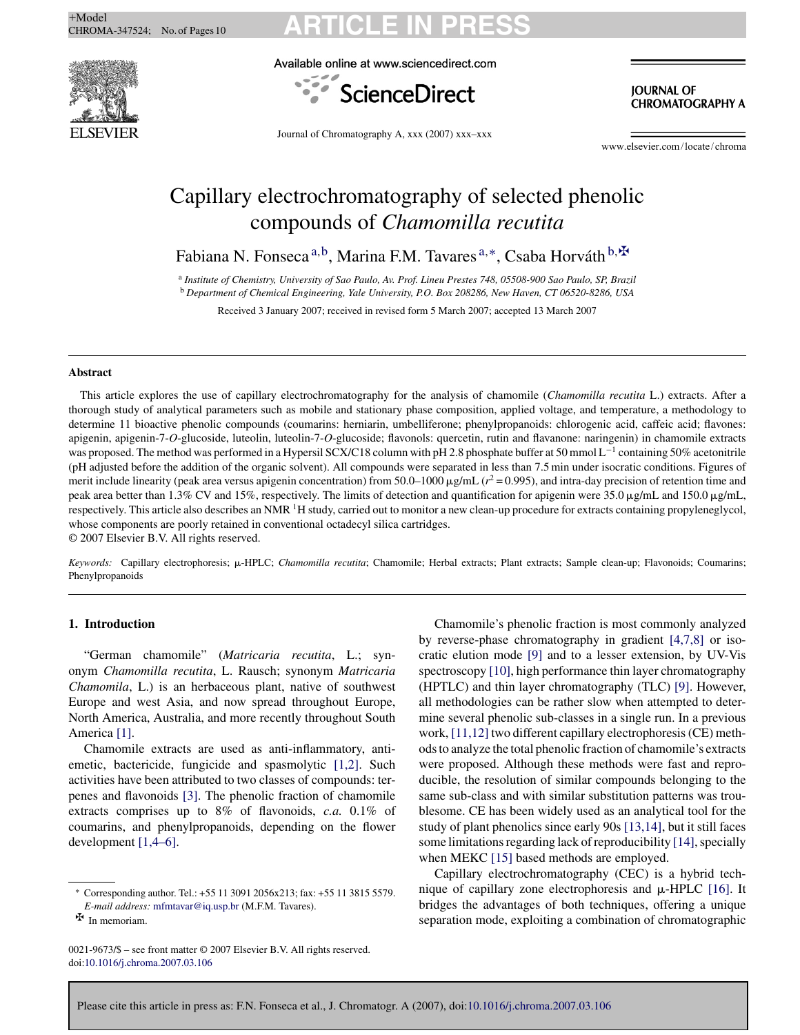# Capillary electrochromatography of selected phenolic compounds of *Chamomilla recutita*

Fabiana N. Fonseca [a,b], Marina F.M. Tavares [a,*], Csaba Horváth [b,✠]

[a] *Institute of Chemistry, University of Sao Paulo, Av. Prof. Lineu Prestes 748, 05508-900 Sao Paulo, SP, Brazil*
[b] *Department of Chemical Engineering, Yale University, P.O. Box 208286, New Haven, CT 06520-8286, USA*

Received 3 January 2007; received in revised form 5 March 2007; accepted 13 March 2007

## Abstract

This article explores the use of capillary electrochromatography for the analysis of chamomile (*Chamomilla recutita* L.) extracts. After a thorough study of analytical parameters such as mobile and stationary phase composition, applied voltage, and temperature, a methodology to determine 11 bioactive phenolic compounds (coumarins: herniarin, umbelliferone; phenylpropanoids: chlorogenic acid, caffeic acid; flavones: apigenin, apigenin-7-*O*-glucoside, luteolin, luteolin-7-*O*-glucoside; flavonols: quercetin, rutin and flavanone: naringenin) in chamomile extracts was proposed. The method was performed in a Hypersil SCX/C18 column with pH 2.8 phosphate buffer at 50 mmol $L^{-1}$ containing 50% acetonitrile (pH adjusted before the addition of the organic solvent). All compounds were separated in less than 7.5 min under isocratic conditions. Figures of merit include linearity (peak area versus apigenin concentration) from 50.0–1000 μg/mL ($r^2 = 0.995$), and intra-day precision of retention time and peak area better than 1.3% CV and 15%, respectively. The limits of detection and quantification for apigenin were 35.0 μg/mL and 150.0 μg/mL, respectively. This article also describes an NMR $^1$H study, carried out to monitor a new clean-up procedure for extracts containing propyleneglycol, whose components are poorly retained in conventional octadecyl silica cartridges.

© 2007 Elsevier B.V. All rights reserved.

*Keywords:* Capillary electrophoresis; μ-HPLC; *Chamomilla recutita*; Chamomile; Herbal extracts; Plant extracts; Sample clean-up; Flavonoids; Coumarins; Phenylpropanoids

## 1. Introduction

"German chamomile" (*Matricaria recutita*, L.; synonym *Chamomilla recutita*, L. Rausch; synonym *Matricaria Chamomila*, L.) is an herbaceous plant, native of southwest Europe and west Asia, and now spread throughout Europe, North America, Australia, and more recently throughout South America [1].

Chamomile extracts are used as anti-inflammatory, anti-emetic, bactericide, fungicide and spasmolytic [1,2]. Such activities have been attributed to two classes of compounds: terpenes and flavonoids [3]. The phenolic fraction of chamomile extracts comprises up to 8% of flavonoids, *c.a.* 0.1% of coumarins, and phenylpropanoids, depending on the flower development [1,4–6].

Chamomile's phenolic fraction is most commonly analyzed by reverse-phase chromatography in gradient [4,7,8] or isocratic elution mode [9] and to a lesser extension, by UV-Vis spectroscopy [10], high performance thin layer chromatography (HPTLC) and thin layer chromatography (TLC) [9]. However, all methodologies can be rather slow when attempted to determine several phenolic sub-classes in a single run. In a previous work, [11,12] two different capillary electrophoresis (CE) methods to analyze the total phenolic fraction of chamomile's extracts were proposed. Although these methods were fast and reproducible, the resolution of similar compounds belonging to the same sub-class and with similar substitution patterns was troublesome. CE has been widely used as an analytical tool for the study of plant phenolics since early 90s [13,14], but it still faces some limitations regarding lack of reproducibility [14], specially when MEKC [15] based methods are employed.

Capillary electrochromatography (CEC) is a hybrid technique of capillary zone electrophoresis and μ-HPLC [16]. It bridges the advantages of both techniques, offering a unique separation mode, exploiting a combination of chromatographic

\* Corresponding author. Tel.: +55 11 3091 2056x213; fax: +55 11 3815 5579. *E-mail address:* mfmtavar@iq.usp.br (M.F.M. Tavares).

✠ In memoriam.

0021-9673/$ – see front matter © 2007 Elsevier B.V. All rights reserved.
doi:10.1016/j.chroma.2007.03.106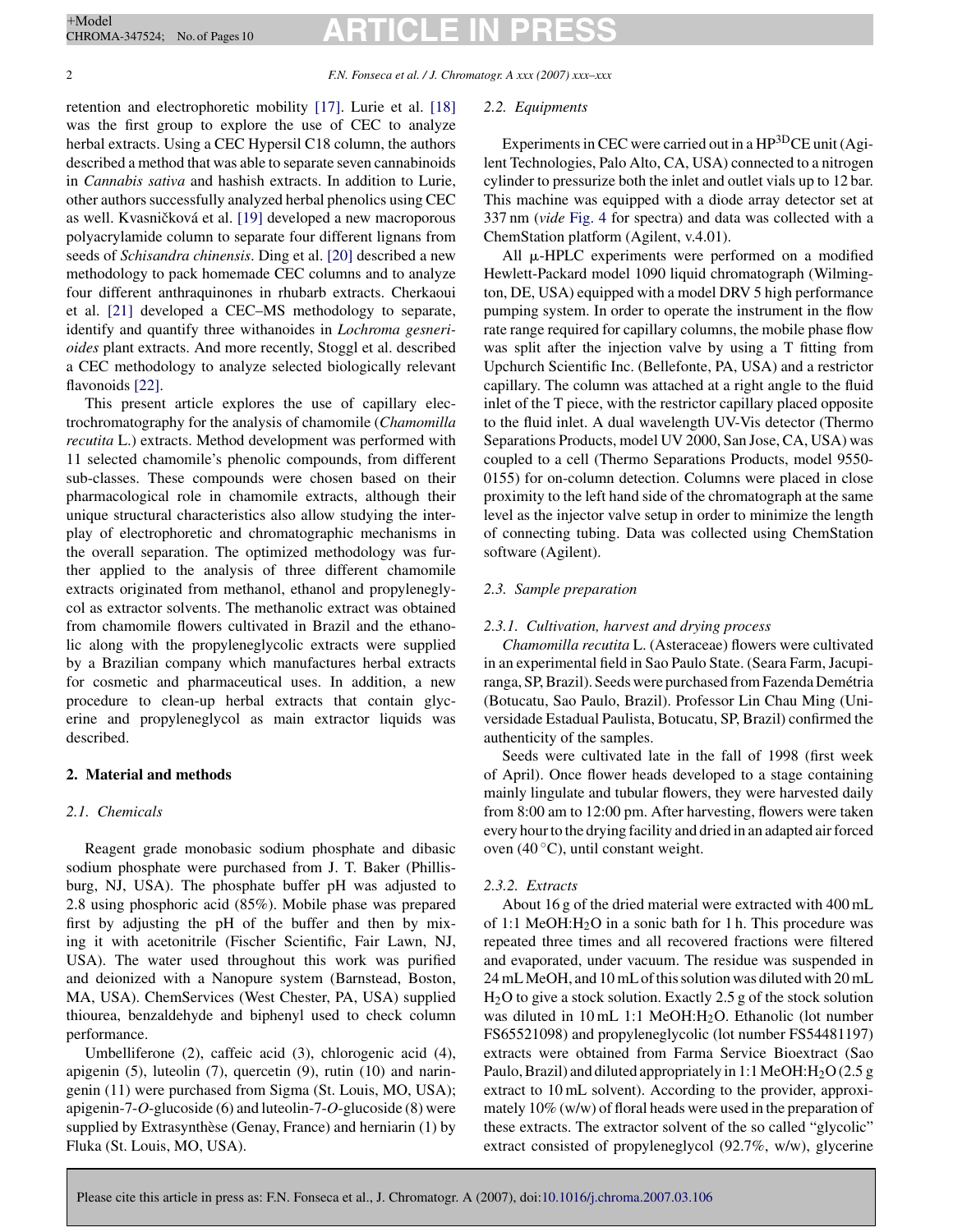retention and electrophoretic mobility [17]. Lurie et al. [18] was the first group to explore the use of CEC to analyze herbal extracts. Using a CEC Hypersil C18 column, the authors described a method that was able to separate seven cannabinoids in *Cannabis sativa* and hashish extracts. In addition to Lurie, other authors successfully analyzed herbal phenolics using CEC as well. Kvasničková et al. [19] developed a new macroporous polyacrylamide column to separate four different lignans from seeds of *Schisandra chinensis*. Ding et al. [20] described a new methodology to pack homemade CEC columns and to analyze four different anthraquinones in rhubarb extracts. Cherkaoui et al. [21] developed a CEC–MS methodology to separate, identify and quantify three withanoides in *Lochroma gesnerioides* plant extracts. And more recently, Stoggl et al. described a CEC methodology to analyze selected biologically relevant flavonoids [22].

This present article explores the use of capillary electrochromatography for the analysis of chamomile (*Chamomilla recutita* L.) extracts. Method development was performed with 11 selected chamomile's phenolic compounds, from different sub-classes. These compounds were chosen based on their pharmacological role in chamomile extracts, although their unique structural characteristics also allow studying the interplay of electrophoretic and chromatographic mechanisms in the overall separation. The optimized methodology was further applied to the analysis of three different chamomile extracts originated from methanol, ethanol and propyleneglycol as extractor solvents. The methanolic extract was obtained from chamomile flowers cultivated in Brazil and the ethanolic along with the propyleneglycolic extracts were supplied by a Brazilian company which manufactures herbal extracts for cosmetic and pharmaceutical uses. In addition, a new procedure to clean-up herbal extracts that contain glycerine and propyleneglycol as main extractor liquids was described.

## 2. Material and methods

### 2.1. Chemicals

Reagent grade monobasic sodium phosphate and dibasic sodium phosphate were purchased from J. T. Baker (Phillisburg, NJ, USA). The phosphate buffer pH was adjusted to 2.8 using phosphoric acid (85%). Mobile phase was prepared first by adjusting the pH of the buffer and then by mixing it with acetonitrile (Fischer Scientific, Fair Lawn, NJ, USA). The water used throughout this work was purified and deionized with a Nanopure system (Barnstead, Boston, MA, USA). ChemServices (West Chester, PA, USA) supplied thiourea, benzaldehyde and biphenyl used to check column performance.

Umbelliferone (2), caffeic acid (3), chlorogenic acid (4), apigenin (5), luteolin (7), quercetin (9), rutin (10) and naringenin (11) were purchased from Sigma (St. Louis, MO, USA); apigenin-7-*O*-glucoside (6) and luteolin-7-*O*-glucoside (8) were supplied by Extrasynthèse (Genay, France) and herniarin (1) by Fluka (St. Louis, MO, USA).

### 2.2. Equipments

Experiments in CEC were carried out in a HP$^{3D}$CE unit (Agilent Technologies, Palo Alto, CA, USA) connected to a nitrogen cylinder to pressurize both the inlet and outlet vials up to 12 bar. This machine was equipped with a diode array detector set at 337 nm (*vide* Fig. 4 for spectra) and data was collected with a ChemStation platform (Agilent, v.4.01).

All μ-HPLC experiments were performed on a modified Hewlett-Packard model 1090 liquid chromatograph (Wilmington, DE, USA) equipped with a model DRV 5 high performance pumping system. In order to operate the instrument in the flow rate range required for capillary columns, the mobile phase flow was split after the injection valve by using a T fitting from Upchurch Scientific Inc. (Bellefonte, PA, USA) and a restrictor capillary. The column was attached at a right angle to the fluid inlet of the T piece, with the restrictor capillary placed opposite to the fluid inlet. A dual wavelength UV-Vis detector (Thermo Separations Products, model UV 2000, San Jose, CA, USA) was coupled to a cell (Thermo Separations Products, model 9550-0155) for on-column detection. Columns were placed in close proximity to the left hand side of the chromatograph at the same level as the injector valve setup in order to minimize the length of connecting tubing. Data was collected using ChemStation software (Agilent).

### 2.3. Sample preparation

#### 2.3.1. Cultivation, harvest and drying process

*Chamomilla recutita* L. (Asteraceae) flowers were cultivated in an experimental field in Sao Paulo State. (Seara Farm, Jacupiranga, SP, Brazil). Seeds were purchased from Fazenda Demétria (Botucatu, Sao Paulo, Brazil). Professor Lin Chau Ming (Universidade Estadual Paulista, Botucatu, SP, Brazil) confirmed the authenticity of the samples.

Seeds were cultivated late in the fall of 1998 (first week of April). Once flower heads developed to a stage containing mainly lingulate and tubular flowers, they were harvested daily from 8:00 am to 12:00 pm. After harvesting, flowers were taken every hour to the drying facility and dried in an adapted air forced oven (40 °C), until constant weight.

#### 2.3.2. Extracts

About 16 g of the dried material were extracted with 400 mL of 1:1 MeOH:$H_2O$ in a sonic bath for 1 h. This procedure was repeated three times and all recovered fractions were filtered and evaporated, under vacuum. The residue was suspended in 24 mL MeOH, and 10 mL of this solution was diluted with 20 mL $H_2O$ to give a stock solution. Exactly 2.5 g of the stock solution was diluted in 10 mL 1:1 MeOH:$H_2O$. Ethanolic (lot number FS65521098) and propyleneglycolic (lot number FS54481197) extracts were obtained from Farma Service Bioextract (Sao Paulo, Brazil) and diluted appropriately in 1:1 MeOH:$H_2O$ (2.5 g extract to 10 mL solvent). According to the provider, approximately 10% (w/w) of floral heads were used in the preparation of these extracts. The extractor solvent of the so called "glycolic" extract consisted of propyleneglycol (92.7%, w/w), glycerine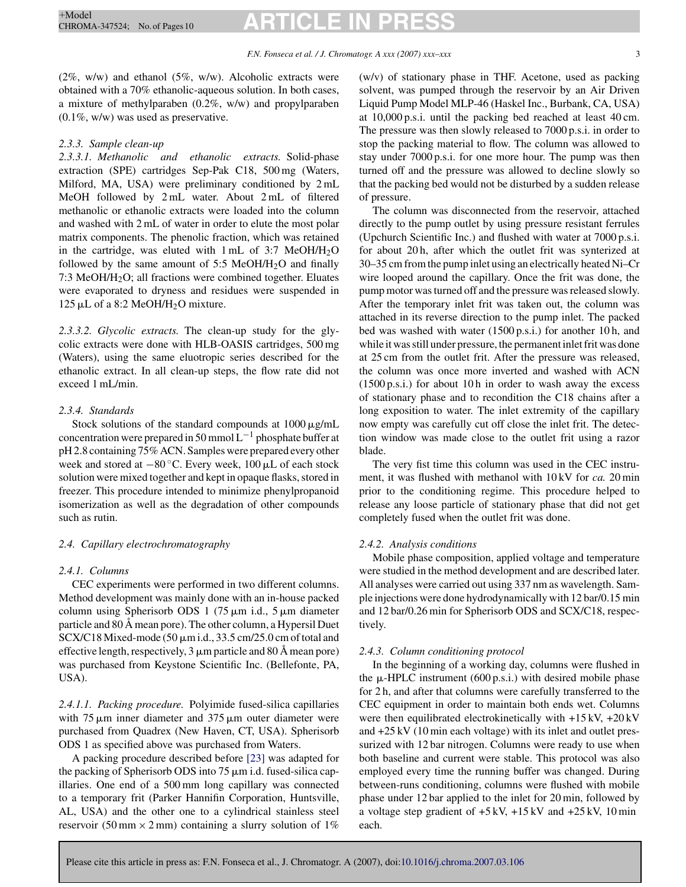(2%, w/w) and ethanol (5%, w/w). Alcoholic extracts were obtained with a 70% ethanolic-aqueous solution. In both cases, a mixture of methylparaben (0.2%, w/w) and propylparaben (0.1%, w/w) was used as preservative.

#### 2.3.3. Sample clean-up

*2.3.3.1. Methanolic and ethanolic extracts.* Solid-phase extraction (SPE) cartridges Sep-Pak C18, 500 mg (Waters, Milford, MA, USA) were preliminary conditioned by 2 mL MeOH followed by 2 mL water. About 2 mL of filtered methanolic or ethanolic extracts were loaded into the column and washed with 2 mL of water in order to elute the most polar matrix components. The phenolic fraction, which was retained in the cartridge, was eluted with 1 mL of 3:7 MeOH/$H_2O$ followed by the same amount of 5:5 MeOH/$H_2O$ and finally 7:3 MeOH/$H_2O$; all fractions were combined together. Eluates were evaporated to dryness and residues were suspended in 125 μL of a 8:2 MeOH/$H_2O$ mixture.

*2.3.3.2. Glycolic extracts.* The clean-up study for the glycolic extracts were done with HLB-OASIS cartridges, 500 mg (Waters), using the same eluotropic series described for the ethanolic extract. In all clean-up steps, the flow rate did not exceed 1 mL/min.

#### 2.3.4. Standards

Stock solutions of the standard compounds at 1000 μg/mL concentration were prepared in 50 mmol $L^{-1}$ phosphate buffer at pH 2.8 containing 75% ACN. Samples were prepared every other week and stored at −80 °C. Every week, 100 μL of each stock solution were mixed together and kept in opaque flasks, stored in freezer. This procedure intended to minimize phenylpropanoid isomerization as well as the degradation of other compounds such as rutin.

### 2.4. Capillary electrochromatography

#### 2.4.1. Columns

CEC experiments were performed in two different columns. Method development was mainly done with an in-house packed column using Spherisorb ODS 1 (75 μm i.d., 5 μm diameter particle and 80 Å mean pore). The other column, a Hypersil Duet SCX/C18 Mixed-mode (50 μm i.d., 33.5 cm/25.0 cm of total and effective length, respectively, 3 μm particle and 80 Å mean pore) was purchased from Keystone Scientific Inc. (Bellefonte, PA, USA).

*2.4.1.1. Packing procedure.* Polyimide fused-silica capillaries with 75 μm inner diameter and 375 μm outer diameter were purchased from Quadrex (New Haven, CT, USA). Spherisorb ODS 1 as specified above was purchased from Waters.

A packing procedure described before [23] was adapted for the packing of Spherisorb ODS into 75 μm i.d. fused-silica capillaries. One end of a 500 mm long capillary was connected to a temporary frit (Parker Hannifin Corporation, Huntsville, AL, USA) and the other one to a cylindrical stainless steel reservoir (50 mm × 2 mm) containing a slurry solution of 1% (w/v) of stationary phase in THF. Acetone, used as packing solvent, was pumped through the reservoir by an Air Driven Liquid Pump Model MLP-46 (Haskel Inc., Burbank, CA, USA) at 10,000 p.s.i. until the packing bed reached at least 40 cm. The pressure was then slowly released to 7000 p.s.i. in order to stop the packing material to flow. The column was allowed to stay under 7000 p.s.i. for one more hour. The pump was then turned off and the pressure was allowed to decline slowly so that the packing bed would not be disturbed by a sudden release of pressure.

The column was disconnected from the reservoir, attached directly to the pump outlet by using pressure resistant ferrules (Upchurch Scientific Inc.) and flushed with water at 7000 p.s.i. for about 20 h, after which the outlet frit was synterized at 30–35 cm from the pump inlet using an electrically heated Ni–Cr wire looped around the capillary. Once the frit was done, the pump motor was turned off and the pressure was released slowly. After the temporary inlet frit was taken out, the column was attached in its reverse direction to the pump inlet. The packed bed was washed with water (1500 p.s.i.) for another 10 h, and while it was still under pressure, the permanent inlet frit was done at 25 cm from the outlet frit. After the pressure was released, the column was once more inverted and washed with ACN (1500 p.s.i.) for about 10 h in order to wash away the excess of stationary phase and to recondition the C18 chains after a long exposition to water. The inlet extremity of the capillary now empty was carefully cut off close the inlet frit. The detection window was made close to the outlet frit using a razor blade.

The very fist time this column was used in the CEC instrument, it was flushed with methanol with 10 kV for *ca.* 20 min prior to the conditioning regime. This procedure helped to release any loose particle of stationary phase that did not get completely fused when the outlet frit was done.

#### 2.4.2. Analysis conditions

Mobile phase composition, applied voltage and temperature were studied in the method development and are described later. All analyses were carried out using 337 nm as wavelength. Sample injections were done hydrodynamically with 12 bar/0.15 min and 12 bar/0.26 min for Spherisorb ODS and SCX/C18, respectively.

#### 2.4.3. Column conditioning protocol

In the beginning of a working day, columns were flushed in the μ-HPLC instrument (600 p.s.i.) with desired mobile phase for 2 h, and after that columns were carefully transferred to the CEC equipment in order to maintain both ends wet. Columns were then equilibrated electrokinetically with +15 kV, +20 kV and +25 kV (10 min each voltage) with its inlet and outlet pressurized with 12 bar nitrogen. Columns were ready to use when both baseline and current were stable. This protocol was also employed every time the running buffer was changed. During between-runs conditioning, columns were flushed with mobile phase under 12 bar applied to the inlet for 20 min, followed by a voltage step gradient of +5 kV, +15 kV and +25 kV, 10 min each.

Please cite this article in press as: F.N. Fonseca et al., J. Chromatogr. A (2007), doi:10.1016/j.chroma.2007.03.106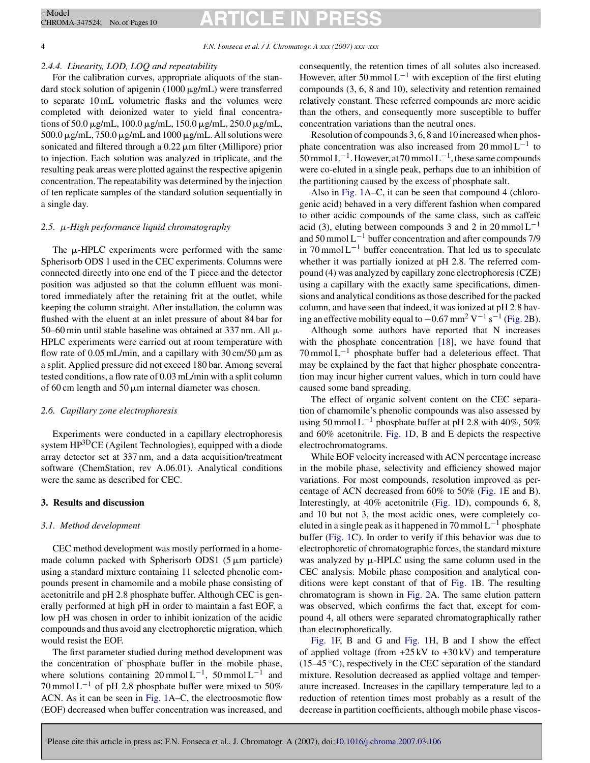#### 2.4.4. Linearity, LOD, LOQ and repeatability

For the calibration curves, appropriate aliquots of the standard stock solution of apigenin (1000 μg/mL) were transferred to separate 10 mL volumetric flasks and the volumes were completed with deionized water to yield final concentrations of 50.0 μg/mL, 100.0 μg/mL, 150.0 μg/mL, 250.0 μg/mL, 500.0 μg/mL, 750.0 μg/mL and 1000 μg/mL. All solutions were sonicated and filtered through a 0.22 μm filter (Millipore) prior to injection. Each solution was analyzed in triplicate, and the resulting peak areas were plotted against the respective apigenin concentration. The repeatability was determined by the injection of ten replicate samples of the standard solution sequentially in a single day.

### 2.5. μ-High performance liquid chromatography

The μ-HPLC experiments were performed with the same Spherisorb ODS 1 used in the CEC experiments. Columns were connected directly into one end of the T piece and the detector position was adjusted so that the column effluent was monitored immediately after the retaining frit at the outlet, while keeping the column straight. After installation, the column was flushed with the eluent at an inlet pressure of about 84 bar for 50–60 min until stable baseline was obtained at 337 nm. All μ-HPLC experiments were carried out at room temperature with flow rate of 0.05 mL/min, and a capillary with 30 cm/50 μm as a split. Applied pressure did not exceed 180 bar. Among several tested conditions, a flow rate of 0.03 mL/min with a split column of 60 cm length and 50 μm internal diameter was chosen.

### 2.6. Capillary zone electrophoresis

Experiments were conducted in a capillary electrophoresis system HP[3D]CE (Agilent Technologies), equipped with a diode array detector set at 337 nm, and a data acquisition/treatment software (ChemStation, rev A.06.01). Analytical conditions were the same as described for CEC.

## 3. Results and discussion

### 3.1. Method development

CEC method development was mostly performed in a homemade column packed with Spherisorb ODS1 (5 μm particle) using a standard mixture containing 11 selected phenolic compounds present in chamomile and a mobile phase consisting of acetonitrile and pH 2.8 phosphate buffer. Although CEC is generally performed at high pH in order to maintain a fast EOF, a low pH was chosen in order to inhibit ionization of the acidic compounds and thus avoid any electrophoretic migration, which would resist the EOF.

The first parameter studied during method development was the concentration of phosphate buffer in the mobile phase, where solutions containing 20 mmol L$^{-1}$, 50 mmol L$^{-1}$ and 70 mmol L$^{-1}$ of pH 2.8 phosphate buffer were mixed to 50% ACN. As it can be seen in Fig. 1A–C, the electroosmotic flow (EOF) decreased when buffer concentration was increased, and consequently, the retention times of all solutes also increased. However, after 50 mmol L$^{-1}$ with exception of the first eluting compounds (3, 6, 8 and 10), selectivity and retention remained relatively constant. These referred compounds are more acidic than the others, and consequently more susceptible to buffer concentration variations than the neutral ones.

Resolution of compounds 3, 6, 8 and 10 increased when phosphate concentration was also increased from 20 mmol L$^{-1}$ to 50 mmol L$^{-1}$. However, at 70 mmol L$^{-1}$, these same compounds were co-eluted in a single peak, perhaps due to an inhibition of the partitioning caused by the excess of phosphate salt.

Also in Fig. 1A–C, it can be seen that compound 4 (chlorogenic acid) behaved in a very different fashion when compared to other acidic compounds of the same class, such as caffeic acid (3), eluting between compounds 3 and 2 in 20 mmol L$^{-1}$ and 50 mmol L$^{-1}$ buffer concentration and after compounds 7/9 in 70 mmol L$^{-1}$ buffer concentration. That led us to speculate whether it was partially ionized at pH 2.8. The referred compound (4) was analyzed by capillary zone electrophoresis (CZE) using a capillary with the exactly same specifications, dimensions and analytical conditions as those described for the packed column, and have seen that indeed, it was ionized at pH 2.8 having an effective mobility equal to −0.67 mm$^2$ V$^{-1}$ s$^{-1}$ (Fig. 2B).

Although some authors have reported that N increases with the phosphate concentration [18], we have found that 70 mmol L$^{-1}$ phosphate buffer had a deleterious effect. That may be explained by the fact that higher phosphate concentration may incur higher current values, which in turn could have caused some band spreading.

The effect of organic solvent content on the CEC separation of chamomile's phenolic compounds was also assessed by using 50 mmol L$^{-1}$ phosphate buffer at pH 2.8 with 40%, 50% and 60% acetonitrile. Fig. 1D, B and E depicts the respective electrochromatograms.

While EOF velocity increased with ACN percentage increase in the mobile phase, selectivity and efficiency showed major variations. For most compounds, resolution improved as percentage of ACN decreased from 60% to 50% (Fig. 1E and B). Interestingly, at 40% acetonitrile (Fig. 1D), compounds 6, 8, and 10 but not 3, the most acidic ones, were completely coeluted in a single peak as it happened in 70 mmol L$^{-1}$ phosphate buffer (Fig. 1C). In order to verify if this behavior was due to electrophoretic of chromatographic forces, the standard mixture was analyzed by μ-HPLC using the same column used in the CEC analysis. Mobile phase composition and analytical conditions were kept constant of that of Fig. 1B. The resulting chromatogram is shown in Fig. 2A. The same elution pattern was observed, which confirms the fact that, except for compound 4, all others were separated chromatographically rather than electrophoretically.

Fig. 1F, B and G and Fig. 1H, B and I show the effect of applied voltage (from +25 kV to +30 kV) and temperature (15–45 °C), respectively in the CEC separation of the standard mixture. Resolution decreased as applied voltage and temperature increased. Increases in the capillary temperature led to a reduction of retention times most probably as a result of the decrease in partition coefficients, although mobile phase viscos-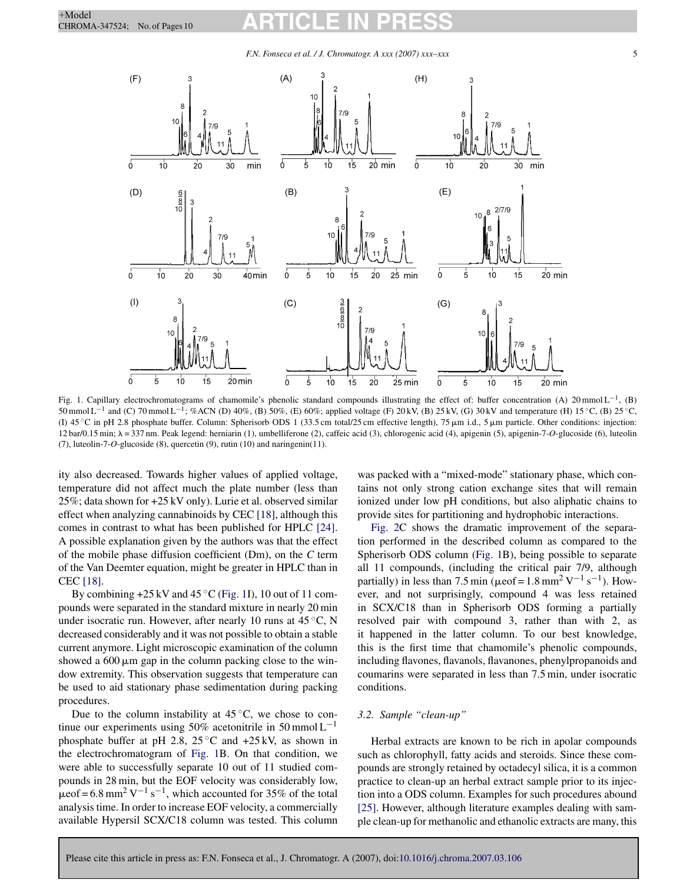Fig. 1. Capillary electrochromatograms of chamomile's phenolic standard compounds illustrating the effect of: buffer concentration (A) 20 mmol $L^{-1}$, (B) 50 mmol $L^{-1}$ and (C) 70 mmol $L^{-1}$; %ACN (D) 40%, (B) 50%, (E) 60%; applied voltage (F) 20 kV, (B) 25 kV, (G) 30 kV and temperature (H) 15 °C, (B) 25 °C, (I) 45 °C in pH 2.8 phosphate buffer. Column: Spherisorb ODS 1 (33.5 cm total/25 cm effective length), 75 μm i.d., 5 μm particle. Other conditions: injection: 12 bar/0.15 min; λ = 337 nm. Peak legend: herniarin (1), umbelliferone (2), caffeic acid (3), chlorogenic acid (4), apigenin (5), apigenin-7-*O*-glucoside (6), luteolin (7), luteolin-7-*O*-glucoside (8), quercetin (9), rutin (10) and naringenin(11).

ity also decreased. Towards higher values of applied voltage, temperature did not affect much the plate number (less than 25%; data shown for +25 kV only). Lurie et al. observed similar effect when analyzing cannabinoids by CEC [18], although this comes in contrast to what has been published for HPLC [24]. A possible explanation given by the authors was that the effect of the mobile phase diffusion coefficient (Dm), on the *C* term of the Van Deemter equation, might be greater in HPLC than in CEC [18].

By combining +25 kV and 45 °C (Fig. 1I), 10 out of 11 compounds were separated in the standard mixture in nearly 20 min under isocratic run. However, after nearly 10 runs at 45 °C, N decreased considerably and it was not possible to obtain a stable current anymore. Light microscopic examination of the column showed a 600 μm gap in the column packing close to the window extremity. This observation suggests that temperature can be used to aid stationary phase sedimentation during packing procedures.

Due to the column instability at 45 °C, we chose to continue our experiments using 50% acetonitrile in 50 mmol $L^{-1}$ phosphate buffer at pH 2.8, 25 °C and +25 kV, as shown in the electrochromatogram of Fig. 1B. On that condition, we were able to successfully separate 10 out of 11 studied compounds in 28 min, but the EOF velocity was considerably low, $\mu_{eof} = 6.8\ mm^2\ V^{-1}\ s^{-1}$, which accounted for 35% of the total analysis time. In order to increase EOF velocity, a commercially available Hypersil SCX/C18 column was tested. This column was packed with a "mixed-mode" stationary phase, which contains not only strong cation exchange sites that will remain ionized under low pH conditions, but also aliphatic chains to provide sites for partitioning and hydrophobic interactions.

Fig. 2C shows the dramatic improvement of the separation performed in the described column as compared to the Spherisorb ODS column (Fig. 1B), being possible to separate all 11 compounds, (including the critical pair 7/9, although partially) in less than 7.5 min ($\mu_{eof} = 1.8\ mm^2\ V^{-1}\ s^{-1}$). However, and not surprisingly, compound 4 was less retained in SCX/C18 than in Spherisorb ODS forming a partially resolved pair with compound 3, rather than with 2, as it happened in the latter column. To our best knowledge, this is the first time that chamomile's phenolic compounds, including flavones, flavanols, flavanones, phenylpropanoids and coumarins were separated in less than 7.5 min, under isocratic conditions.

### 3.2. Sample "clean-up"

Herbal extracts are known to be rich in apolar compounds such as chlorophyll, fatty acids and steroids. Since these compounds are strongly retained by octadecyl silica, it is a common practice to clean-up an herbal extract sample prior to its injection into a ODS column. Examples for such procedures abound [25]. However, although literature examples dealing with sample clean-up for methanolic and ethanolic extracts are many, this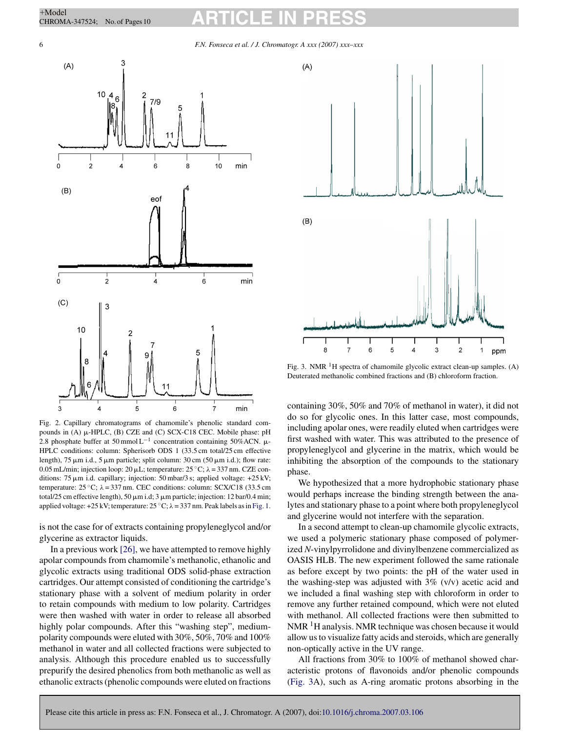Fig. 2. Capillary chromatograms of chamomile's phenolic standard compounds in (A) μ-HPLC, (B) CZE and (C) SCX-C18 CEC. Mobile phase: pH 2.8 phosphate buffer at 50 mmol L$^{-1}$ concentration containing 50%ACN. μ-HPLC conditions: column: Spherisorb ODS 1 (33.5 cm total/25 cm effective length), 75 μm i.d., 5 μm particle; split column: 30 cm (50 μm i.d.); flow rate: 0.05 mL/min; injection loop: 20 μL; temperature: 25 °C; λ = 337 nm. CZE conditions: 75 μm i.d. capillary; injection: 50 mbar/3 s; applied voltage: +25 kV; temperature: 25 °C; λ = 337 nm. CEC conditions: column: SCX/C18 (33.5 cm total/25 cm effective length), 50 μm i.d; 3 μm particle; injection: 12 bar/0.4 min; applied voltage: +25 kV; temperature: 25 °C; λ = 337 nm. Peak labels as in Fig. 1.

is not the case for of extracts containing propyleneglycol and/or glycerine as extractor liquids.

In a previous work [26], we have attempted to remove highly apolar compounds from chamomile's methanolic, ethanolic and glycolic extracts using traditional ODS solid-phase extraction cartridges. Our attempt consisted of conditioning the cartridge's stationary phase with a solvent of medium polarity in order to retain compounds with medium to low polarity. Cartridges were then washed with water in order to release all absorbed highly polar compounds. After this "washing step", medium-polarity compounds were eluted with 30%, 50%, 70% and 100% methanol in water and all collected fractions were subjected to analysis. Although this procedure enabled us to successfully prepurify the desired phenolics from both methanolic as well as ethanolic extracts (phenolic compounds were eluted on fractions containing 30%, 50% and 70% of methanol in water), it did not do so for glycolic ones. In this latter case, most compounds, including apolar ones, were readily eluted when cartridges were first washed with water. This was attributed to the presence of propyleneglycol and glycerine in the matrix, which would be inhibiting the absorption of the compounds to the stationary phase.

Fig. 3. NMR $^1$H spectra of chamomile glycolic extract clean-up samples. (A) Deuterated methanolic combined fractions and (B) chloroform fraction.

We hypothesized that a more hydrophobic stationary phase would perhaps increase the binding strength between the analytes and stationary phase to a point where both propyleneglycol and glycerine would not interfere with the separation.

In a second attempt to clean-up chamomile glycolic extracts, we used a polymeric stationary phase composed of polymerized *N*-vinylpyrrolidone and divinylbenzene commercialized as OASIS HLB. The new experiment followed the same rationale as before except by two points: the pH of the water used in the washing-step was adjusted with 3% (v/v) acetic acid and we included a final washing step with chloroform in order to remove any further retained compound, which were not eluted with methanol. All collected fractions were then submitted to NMR $^1$H analysis. NMR technique was chosen because it would allow us to visualize fatty acids and steroids, which are generally non-optically active in the UV range.

All fractions from 30% to 100% of methanol showed characteristic protons of flavonoids and/or phenolic compounds (Fig. 3A), such as A-ring aromatic protons absorbing in the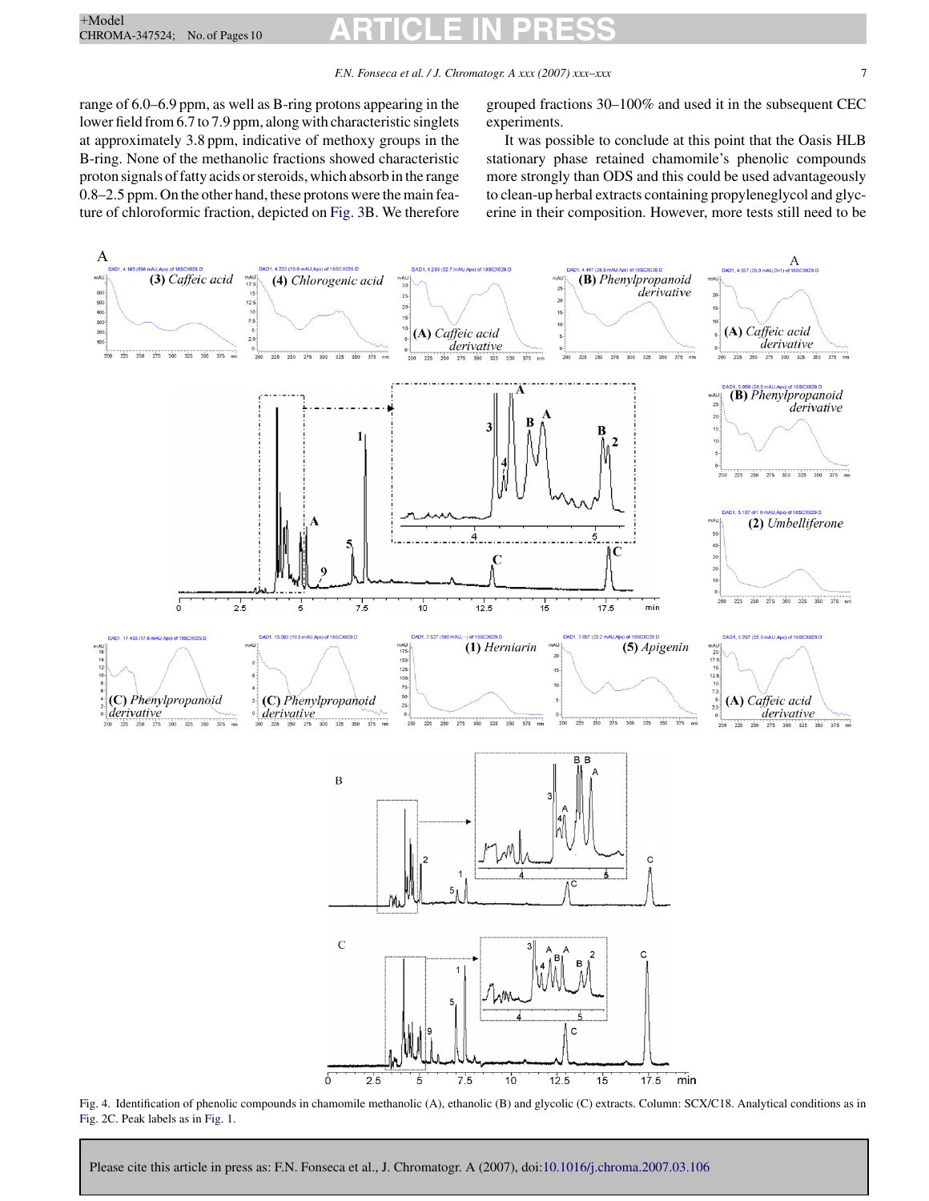range of 6.0–6.9 ppm, as well as B-ring protons appearing in the lower field from 6.7 to 7.9 ppm, along with characteristic singlets at approximately 3.8 ppm, indicative of methoxy groups in the B-ring. None of the methanolic fractions showed characteristic proton signals of fatty acids or steroids, which absorb in the range 0.8–2.5 ppm. On the other hand, these protons were the main feature of chloroformic fraction, depicted on Fig. 3B. We therefore grouped fractions 30–100% and used it in the subsequent CEC experiments.

It was possible to conclude at this point that the Oasis HLB stationary phase retained chamomile's phenolic compounds more strongly than ODS and this could be used advantageously to clean-up herbal extracts containing propyleneglycol and glycerine in their composition. However, more tests still need to be

Fig. 4. Identification of phenolic compounds in chamomile methanolic (A), ethanolic (B) and glycolic (C) extracts. Column: SCX/C18. Analytical conditions as in Fig. 2C. Peak labels as in Fig. 1.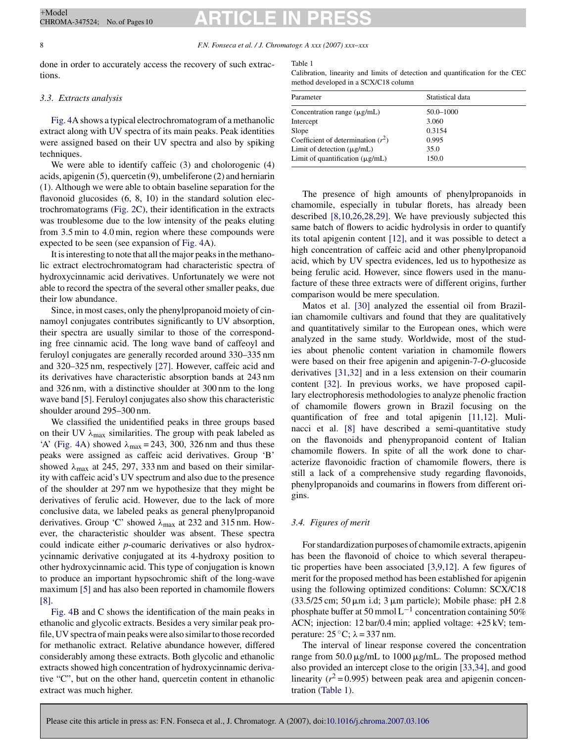done in order to accurately access the recovery of such extractions.

### 3.3. Extracts analysis

Fig. 4A shows a typical electrochromatogram of a methanolic extract along with UV spectra of its main peaks. Peak identities were assigned based on their UV spectra and also by spiking techniques.

We were able to identify caffeic (3) and cholorogenic (4) acids, apigenin (5), quercetin (9), umbeliferone (2) and herniarin (1). Although we were able to obtain baseline separation for the flavonoid glucosides (6, 8, 10) in the standard solution electrochromatograms (Fig. 2C), their identification in the extracts was troublesome due to the low intensity of the peaks eluting from 3.5 min to 4.0 min, region where these compounds were expected to be seen (see expansion of Fig. 4A).

It is interesting to note that all the major peaks in the methanolic extract electrochromatogram had characteristic spectra of hydroxycinnamic acid derivatives. Unfortunately we were not able to record the spectra of the several other smaller peaks, due their low abundance.

Since, in most cases, only the phenylpropanoid moiety of cinnamoyl conjugates contributes significantly to UV absorption, their spectra are usually similar to those of the corresponding free cinnamic acid. The long wave band of caffeoyl and feruloyl conjugates are generally recorded around 330–335 nm and 320–325 nm, respectively [27]. However, caffeic acid and its derivatives have characteristic absorption bands at 243 nm and 326 nm, with a distinctive shoulder at 300 nm to the long wave band [5]. Feruloyl conjugates also show this characteristic shoulder around 295–300 nm.

We classified the unidentified peaks in three groups based on their UV $\lambda_{max}$ similarities. The group with peak labeled as 'A' (Fig. 4A) showed $\lambda_{max}$ = 243, 300, 326 nm and thus these peaks were assigned as caffeic acid derivatives. Group 'B' showed $\lambda_{max}$ at 245, 297, 333 nm and based on their similarity with caffeic acid's UV spectrum and also due to the presence of the shoulder at 297 nm we hypothesize that they might be derivatives of ferulic acid. However, due to the lack of more conclusive data, we labeled peaks as general phenylpropanoid derivatives. Group 'C' showed $\lambda_{max}$ at 232 and 315 nm. However, the characteristic shoulder was absent. These spectra could indicate either *p*-coumaric derivatives or also hydroxycinnamic derivative conjugated at its 4-hydroxy position to other hydroxycinnamic acid. This type of conjugation is known to produce an important hypsochromic shift of the long-wave maximum [5] and has also been reported in chamomile flowers [8].

Fig. 4B and C shows the identification of the main peaks in ethanolic and glycolic extracts. Besides a very similar peak profile, UV spectra of main peaks were also similar to those recorded for methanolic extract. Relative abundance however, differed considerably among these extracts. Both glycolic and ethanolic extracts showed high concentration of hydroxycinnamic derivative "C", but on the other hand, quercetin content in ethanolic extract was much higher.

Table 1
Calibration, linearity and limits of detection and quantification for the CEC method developed in a SCX/C18 column

| Parameter | Statistical data |
|---|---|
| Concentration range (μg/mL) | 50.0–1000 |
| Intercept | 3.060 |
| Slope | 0.3154 |
| Coefficient of determination ($r^2$) | 0.995 |
| Limit of detection (μg/mL) | 35.0 |
| Limit of quantification (μg/mL) | 150.0 |

The presence of high amounts of phenylpropanoids in chamomile, especially in tubular florets, has already been described [8,10,26,28,29]. We have previously subjected this same batch of flowers to acidic hydrolysis in order to quantify its total apigenin content [12], and it was possible to detect a high concentration of caffeic acid and other phenylpropanoid acid, which by UV spectra evidences, led us to hypothesize as being ferulic acid. However, since flowers used in the manufacture of these three extracts were of different origins, further comparison would be mere speculation.

Matos et al. [30] analyzed the essential oil from Brazilian chamomile cultivars and found that they are qualitatively and quantitatively similar to the European ones, which were analyzed in the same study. Worldwide, most of the studies about phenolic content variation in chamomile flowers were based on their free apigenin and apigenin-7-*O*-glucoside derivatives [31,32] and in a less extension on their coumarin content [32]. In previous works, we have proposed capillary electrophoresis methodologies to analyze phenolic fraction of chamomile flowers grown in Brazil focusing on the quantification of free and total apigenin [11,12]. Mulinacci et al. [8] have described a semi-quantitative study on the flavonoids and phenypropanoid content of Italian chamomile flowers. In spite of all the work done to characterize flavonoidic fraction of chamomile flowers, there is still a lack of a comprehensive study regarding flavonoids, phenylpropanoids and coumarins in flowers from different origins.

### 3.4. Figures of merit

For standardization purposes of chamomile extracts, apigenin has been the flavonoid of choice to which several therapeutic properties have been associated [3,9,12]. A few figures of merit for the proposed method has been established for apigenin using the following optimized conditions: Column: SCX/C18 (33.5/25 cm; 50 μm i.d; 3 μm particle); Mobile phase: pH 2.8 phosphate buffer at 50 mmol $L^{-1}$ concentration containing 50% ACN; injection: 12 bar/0.4 min; applied voltage: +25 kV; temperature: 25 °C; $\lambda$ = 337 nm.

The interval of linear response covered the concentration range from 50.0 μg/mL to 1000 μg/mL. The proposed method also provided an intercept close to the origin [33,34], and good linearity ($r^2$ = 0.995) between peak area and apigenin concentration (Table 1).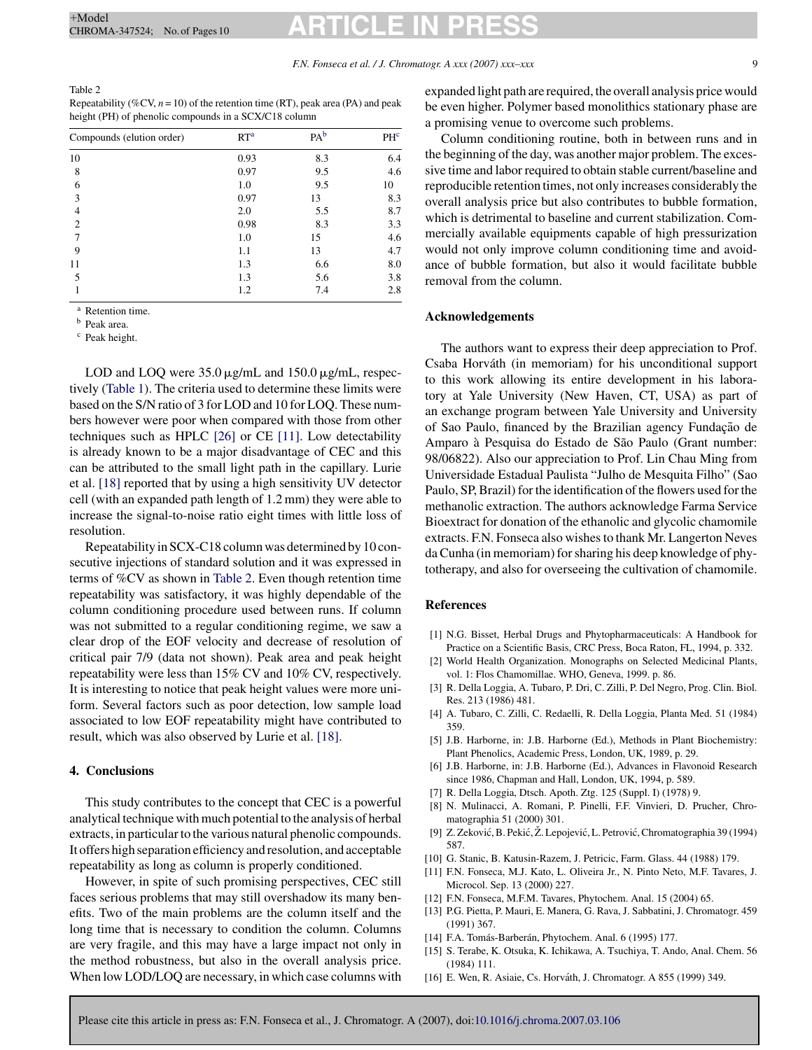Table 2
Repeatability (%CV, $n = 10$) of the retention time (RT), peak area (PA) and peak height (PH) of phenolic compounds in a SCX/C18 column

| Compounds (elution order) | RT[a] | PA[b] | PH[c] |
|---|---|---|---|
| 10 | 0.93 | 8.3 | 6.4 |
| 8 | 0.97 | 9.5 | 4.6 |
| 6 | 1.0 | 9.5 | 10 |
| 3 | 0.97 | 13 | 8.3 |
| 4 | 2.0 | 5.5 | 8.7 |
| 2 | 0.98 | 8.3 | 3.3 |
| 7 | 1.0 | 15 | 4.6 |
| 9 | 1.1 | 13 | 4.7 |
| 11 | 1.3 | 6.6 | 8.0 |
| 5 | 1.3 | 5.6 | 3.8 |
| 1 | 1.2 | 7.4 | 2.8 |

[a] Retention time.
[b] Peak area.
[c] Peak height.

LOD and LOQ were 35.0 μg/mL and 150.0 μg/mL, respectively (Table 1). The criteria used to determine these limits were based on the S/N ratio of 3 for LOD and 10 for LOQ. These numbers however were poor when compared with those from other techniques such as HPLC [26] or CE [11]. Low detectability is already known to be a major disadvantage of CEC and this can be attributed to the small light path in the capillary. Lurie et al. [18] reported that by using a high sensitivity UV detector cell (with an expanded path length of 1.2 mm) they were able to increase the signal-to-noise ratio eight times with little loss of resolution.

Repeatability in SCX-C18 column was determined by 10 consecutive injections of standard solution and it was expressed in terms of %CV as shown in Table 2. Even though retention time repeatability was satisfactory, it was highly dependable of the column conditioning procedure used between runs. If column was not submitted to a regular conditioning regime, we saw a clear drop of the EOF velocity and decrease of resolution of critical pair 7/9 (data not shown). Peak area and peak height repeatability were less than 15% CV and 10% CV, respectively. It is interesting to notice that peak height values were more uniform. Several factors such as poor detection, low sample load associated to low EOF repeatability might have contributed to result, which was also observed by Lurie et al. [18].

## 4. Conclusions

This study contributes to the concept that CEC is a powerful analytical technique with much potential to the analysis of herbal extracts, in particular to the various natural phenolic compounds. It offers high separation efficiency and resolution, and acceptable repeatability as long as column is properly conditioned.

However, in spite of such promising perspectives, CEC still faces serious problems that may still overshadow its many benefits. Two of the main problems are the column itself and the long time that is necessary to condition the column. Columns are very fragile, and this may have a large impact not only in the method robustness, but also in the overall analysis price. When low LOD/LOQ are necessary, in which case columns with expanded light path are required, the overall analysis price would be even higher. Polymer based monolithics stationary phase are a promising venue to overcome such problems.

Column conditioning routine, both in between runs and in the beginning of the day, was another major problem. The excessive time and labor required to obtain stable current/baseline and reproducible retention times, not only increases considerably the overall analysis price but also contributes to bubble formation, which is detrimental to baseline and current stabilization. Commercially available equipments capable of high pressurization would not only improve column conditioning time and avoidance of bubble formation, but also it would facilitate bubble removal from the column.

## Acknowledgements

The authors want to express their deep appreciation to Prof. Csaba Horváth (in memoriam) for his unconditional support to this work allowing its entire development in his laboratory at Yale University (New Haven, CT, USA) as part of an exchange program between Yale University and University of Sao Paulo, financed by the Brazilian agency Fundação de Amparo à Pesquisa do Estado de São Paulo (Grant number: 98/06822). Also our appreciation to Prof. Lin Chau Ming from Universidade Estadual Paulista "Julho de Mesquita Filho" (Sao Paulo, SP, Brazil) for the identification of the flowers used for the methanolic extraction. The authors acknowledge Farma Service Bioextract for donation of the ethanolic and glycolic chamomile extracts. F.N. Fonseca also wishes to thank Mr. Langerton Neves da Cunha (in memoriam) for sharing his deep knowledge of phytotherapy, and also for overseeing the cultivation of chamomile.

## References

[1] N.G. Bisset, Herbal Drugs and Phytopharmaceuticals: A Handbook for Practice on a Scientific Basis, CRC Press, Boca Raton, FL, 1994, p. 332.
[2] World Health Organization. Monographs on Selected Medicinal Plants, vol. 1: Flos Chamomillae. WHO, Geneva, 1999. p. 86.
[3] R. Della Loggia, A. Tubaro, P. Dri, C. Zilli, P. Del Negro, Prog. Clin. Biol. Res. 213 (1986) 481.
[4] A. Tubaro, C. Zilli, C. Redaelli, R. Della Loggia, Planta Med. 51 (1984) 359.
[5] J.B. Harborne, in: J.B. Harborne (Ed.), Methods in Plant Biochemistry: Plant Phenolics, Academic Press, London, UK, 1989, p. 29.
[6] J.B. Harborne, in: J.B. Harborne (Ed.), Advances in Flavonoid Research since 1986, Chapman and Hall, London, UK, 1994, p. 589.
[7] R. Della Loggia, Dtsch. Apoth. Ztg. 125 (Suppl. I) (1978) 9.
[8] N. Mulinacci, A. Romani, P. Pinelli, F.F. Vinvieri, D. Prucher, Chromatographia 51 (2000) 301.
[9] Z. Zeković, B. Pekić, Ž. Lepojević, L. Petrović, Chromatographia 39 (1994) 587.
[10] G. Stanic, B. Katusin-Razem, J. Petricic, Farm. Glass. 44 (1988) 179.
[11] F.N. Fonseca, M.J. Kato, L. Oliveira Jr., N. Pinto Neto, M.F. Tavares, J. Microcol. Sep. 13 (2000) 227.
[12] F.N. Fonseca, M.F.M. Tavares, Phytochem. Anal. 15 (2004) 65.
[13] P.G. Pietta, P. Mauri, E. Manera, G. Rava, J. Sabbatini, J. Chromatogr. 459 (1991) 367.
[14] F.A. Tomás-Barberán, Phytochem. Anal. 6 (1995) 177.
[15] S. Terabe, K. Otsuka, K. Ichikawa, A. Tsuchiya, T. Ando, Anal. Chem. 56 (1984) 111.
[16] E. Wen, R. Asiaie, Cs. Horváth, J. Chromatogr. A 855 (1999) 349.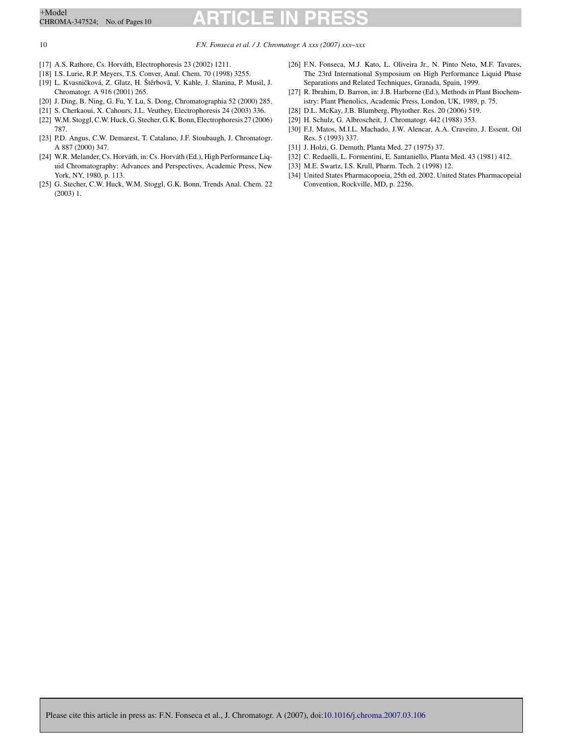[17] A.S. Rathore, Cs. Horváth, Electrophoresis 23 (2002) 1211.

[18] I.S. Lurie, R.P. Meyers, T.S. Conver, Anal. Chem. 70 (1998) 3255.

[19] L. Kvasničková, Z. Glatz, H. Štěrbovā, V. Kahle, J. Slanina, P. Musil, J. Chromatogr. A 916 (2001) 265.

[20] J. Ding, B. Ning, G. Fu, Y. Lu, S. Dong, Chromatographia 52 (2000) 285.

[21] S. Cherkaoui, X. Cahours, J.L. Veuthey, Electrophoresis 24 (2003) 336.

[22] W.M. Stoggl, C.W. Huck, G. Stecher, G.K. Bonn, Electrophoresis 27 (2006) 787.

[23] P.D. Angus, C.W. Demarest, T. Catalano, J.F. Stoubaugh, J. Chromatogr. A 887 (2000) 347.

[24] W.R. Melander, Cs. Horváth, in: Cs. Horváth (Ed.), High Performance Liquid Chromatography: Advances and Perspectives, Academic Press, New York, NY, 1980, p. 113.

[25] G. Stecher, C.W. Huck, W.M. Stoggl, G.K. Bonn, Trends Anal. Chem. 22 (2003) 1.

[26] F.N. Fonseca, M.J. Kato, L. Oliveira Jr., N. Pinto Neto, M.F. Tavares, The 23rd International Symposium on High Performance Liquid Phase Separations and Related Techniques, Granada, Spain, 1999.

[27] R. Ibrahim, D. Barron, in: J.B. Harborne (Ed.), Methods in Plant Biochemistry: Plant Phenolics, Academic Press, London, UK, 1989, p. 75.

[28] D.L. McKay, J.B. Blumberg, Phytother. Res. 20 (2006) 519.

[29] H. Schulz, G. Albroscheit, J. Chromatogr. 442 (1988) 353.

[30] F.J. Matos, M.I.L. Machado, J.W. Alencar, A.A. Craveiro, J. Essent. Oil Res. 5 (1993) 337.

[31] J. Holzi, G. Demuth, Planta Med. 27 (1975) 37.

[32] C. Redaelli, L. Formentini, E. Santaniello, Planta Med. 43 (1981) 412.

[33] M.E. Swartz, I.S. Krull, Pharm. Tech. 2 (1998) 12.

[34] United States Pharmacopoeia, 25th ed. 2002. United States Pharmacopeial Convention, Rockville, MD, p. 2256.

Please cite this article in press as: F.N. Fonseca et al., J. Chromatogr. A (2007), doi:10.1016/j.chroma.2007.03.106